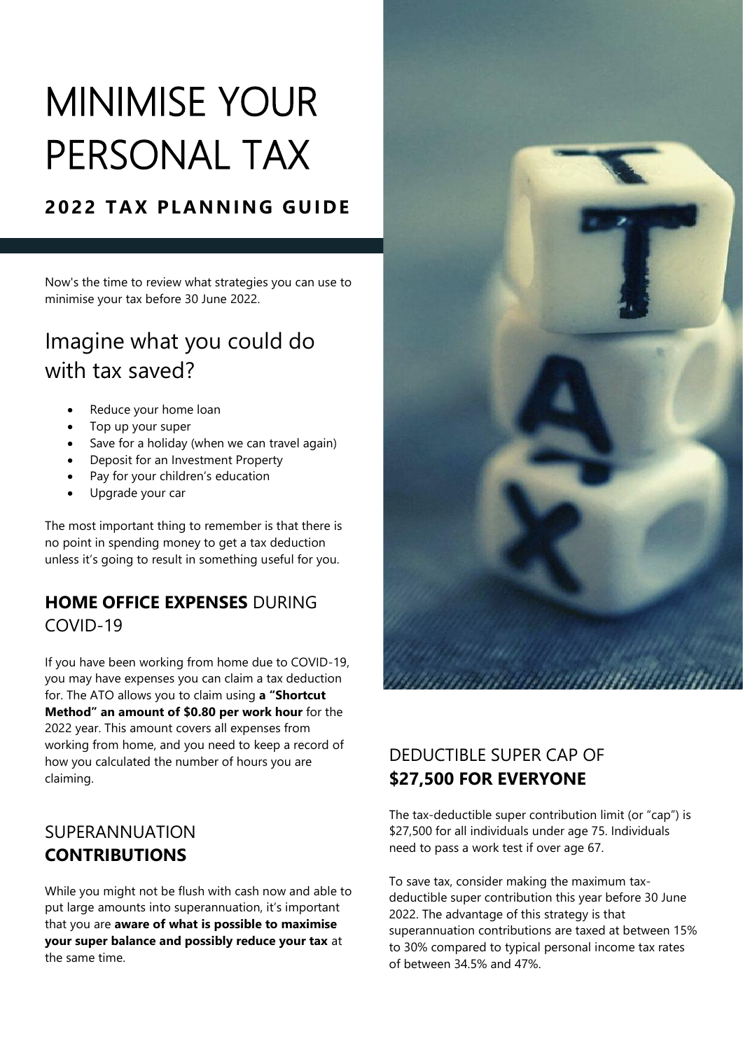# MINIMISE YOUR PERSONAL TAX

## 2022 TAX PLANNING GUIDE

Now's the time to review what strategies you can use to minimise your tax before 30 June 2022.

## Imagine what you could do with tax saved?

- Reduce your home loan
- Top up your super
- Save for a holiday (when we can travel again)
- Deposit for an Investment Property
- Pay for your children's education
- Upgrade your car

The most important thing to remember is that there is no point in spending money to get a tax deduction unless it's going to result in something useful for you.

### **HOME OFFICE EXPENSES** DURING COVID-19

If you have been working from home due to COVID-19, you may have expenses you can claim a tax deduction for. The ATO allows you to claim using **a "Shortcut Method" an amount of $0.80 per work hour** for the 2022 year. This amount covers all expenses from working from home, and you need to keep a record of how you calculated the number of hours you are claiming.

### SUPERANNUATION **CONTRIBUTIONS**

While you might not be flush with cash now and able to put large amounts into superannuation, it's important that you are **aware of what is possible to maximise your super balance and possibly reduce your tax** at the same time.

### DEDUCTIBLE SUPER CAP OF **$27,500 FOR EVERYONE**

The tax-deductible super contribution limit (or "cap") is $27,500 for all individuals under age 75. Individuals need to pass a work test if over age 67.

To save tax, consider making the maximum tax-deductible super contribution this year before 30 June 2022. The advantage of this strategy is that superannuation contributions are taxed at between 15% to 30% compared to typical personal income tax rates of between 34.5% and 47%.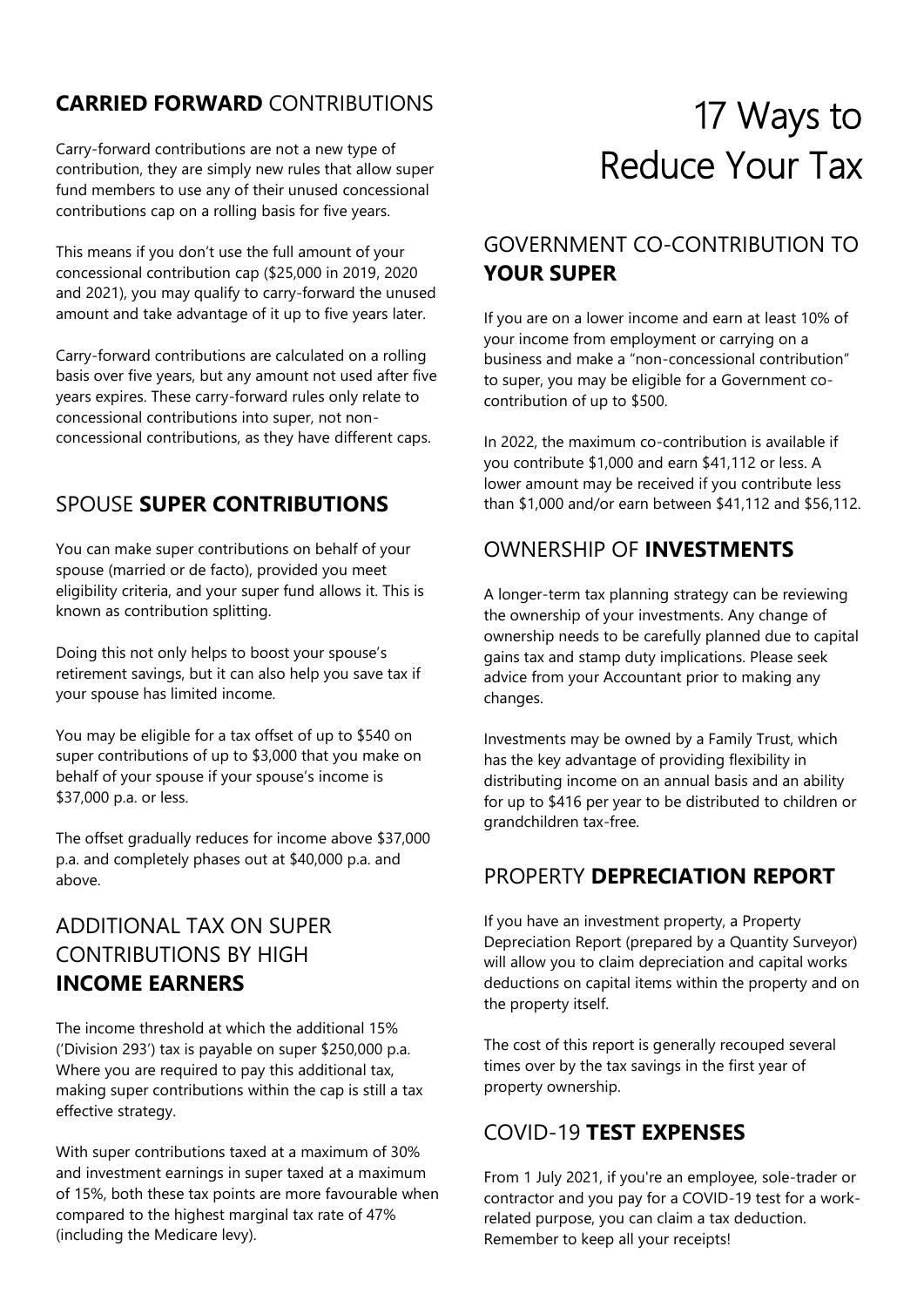# 17 Ways to Reduce Your Tax

## CARRIED FORWARD CONTRIBUTIONS

Carry-forward contributions are not a new type of contribution, they are simply new rules that allow super fund members to use any of their unused concessional contributions cap on a rolling basis for five years.

This means if you don't use the full amount of your concessional contribution cap ($25,000 in 2019, 2020 and 2021), you may qualify to carry-forward the unused amount and take advantage of it up to five years later.

Carry-forward contributions are calculated on a rolling basis over five years, but any amount not used after five years expires. These carry-forward rules only relate to concessional contributions into super, not non-concessional contributions, as they have different caps.

## SPOUSE **SUPER CONTRIBUTIONS**

You can make super contributions on behalf of your spouse (married or de facto), provided you meet eligibility criteria, and your super fund allows it. This is known as contribution splitting.

Doing this not only helps to boost your spouse's retirement savings, but it can also help you save tax if your spouse has limited income.

You may be eligible for a tax offset of up to $540 on super contributions of up to $3,000 that you make on behalf of your spouse if your spouse's income is $37,000 p.a. or less.

The offset gradually reduces for income above $37,000 p.a. and completely phases out at $40,000 p.a. and above.

## ADDITIONAL TAX ON SUPER CONTRIBUTIONS BY HIGH **INCOME EARNERS**

The income threshold at which the additional 15% ('Division 293') tax is payable on super $250,000 p.a. Where you are required to pay this additional tax, making super contributions within the cap is still a tax effective strategy.

With super contributions taxed at a maximum of 30% and investment earnings in super taxed at a maximum of 15%, both these tax points are more favourable when compared to the highest marginal tax rate of 47% (including the Medicare levy).

## GOVERNMENT CO-CONTRIBUTION TO **YOUR SUPER**

If you are on a lower income and earn at least 10% of your income from employment or carrying on a business and make a "non-concessional contribution" to super, you may be eligible for a Government co-contribution of up to $500.

In 2022, the maximum co-contribution is available if you contribute $1,000 and earn $41,112 or less. A lower amount may be received if you contribute less than $1,000 and/or earn between $41,112 and $56,112.

## OWNERSHIP OF **INVESTMENTS**

A longer-term tax planning strategy can be reviewing the ownership of your investments. Any change of ownership needs to be carefully planned due to capital gains tax and stamp duty implications. Please seek advice from your Accountant prior to making any changes.

Investments may be owned by a Family Trust, which has the key advantage of providing flexibility in distributing income on an annual basis and an ability for up to $416 per year to be distributed to children or grandchildren tax-free.

## PROPERTY **DEPRECIATION REPORT**

If you have an investment property, a Property Depreciation Report (prepared by a Quantity Surveyor) will allow you to claim depreciation and capital works deductions on capital items within the property and on the property itself.

The cost of this report is generally recouped several times over by the tax savings in the first year of property ownership.

## COVID-19 **TEST EXPENSES**

From 1 July 2021, if you're an employee, sole-trader or contractor and you pay for a COVID-19 test for a work-related purpose, you can claim a tax deduction. Remember to keep all your receipts!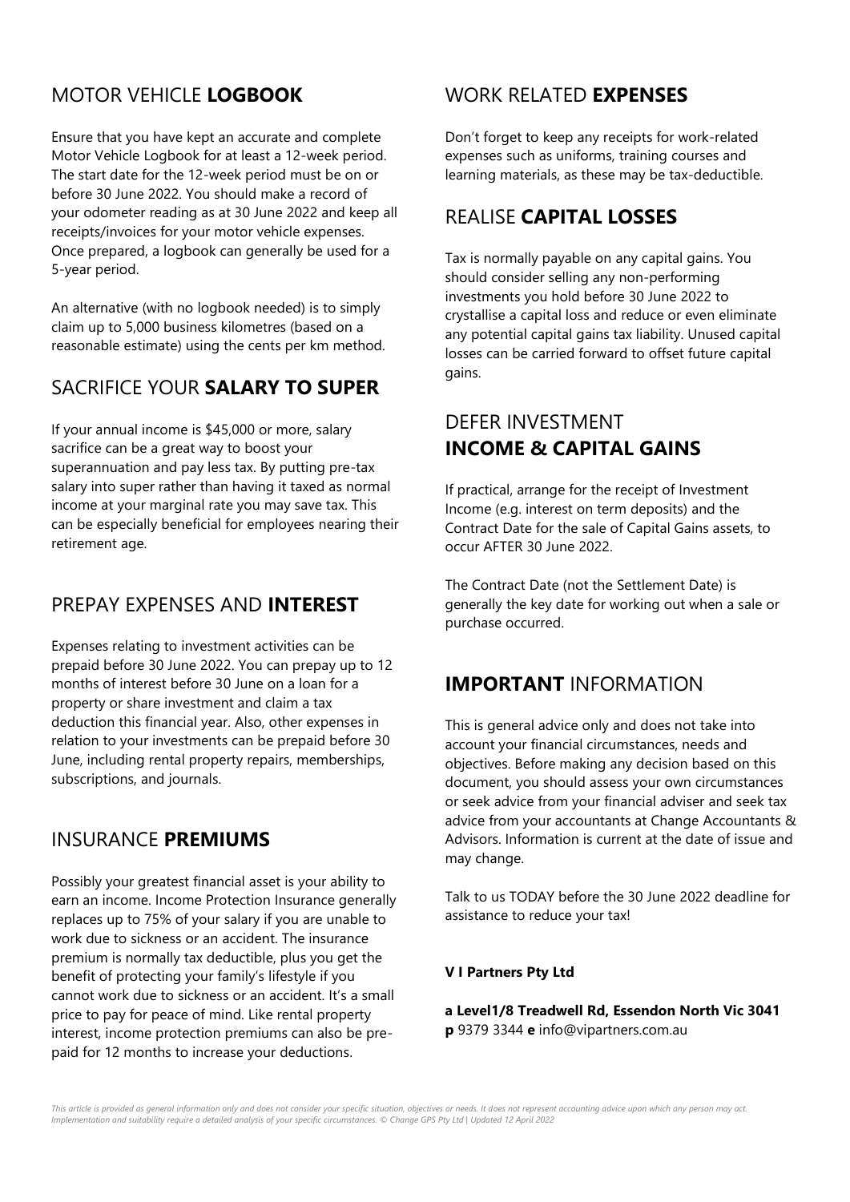## MOTOR VEHICLE **LOGBOOK**

Ensure that you have kept an accurate and complete Motor Vehicle Logbook for at least a 12-week period. The start date for the 12-week period must be on or before 30 June 2022. You should make a record of your odometer reading as at 30 June 2022 and keep all receipts/invoices for your motor vehicle expenses. Once prepared, a logbook can generally be used for a 5-year period.

An alternative (with no logbook needed) is to simply claim up to 5,000 business kilometres (based on a reasonable estimate) using the cents per km method.

## SACRIFICE YOUR **SALARY TO SUPER**

If your annual income is $45,000 or more, salary sacrifice can be a great way to boost your superannuation and pay less tax. By putting pre-tax salary into super rather than having it taxed as normal income at your marginal rate you may save tax. This can be especially beneficial for employees nearing their retirement age.

## PREPAY EXPENSES AND **INTEREST**

Expenses relating to investment activities can be prepaid before 30 June 2022. You can prepay up to 12 months of interest before 30 June on a loan for a property or share investment and claim a tax deduction this financial year. Also, other expenses in relation to your investments can be prepaid before 30 June, including rental property repairs, memberships, subscriptions, and journals.

## INSURANCE **PREMIUMS**

Possibly your greatest financial asset is your ability to earn an income. Income Protection Insurance generally replaces up to 75% of your salary if you are unable to work due to sickness or an accident. The insurance premium is normally tax deductible, plus you get the benefit of protecting your family's lifestyle if you cannot work due to sickness or an accident. It's a small price to pay for peace of mind. Like rental property interest, income protection premiums can also be pre-paid for 12 months to increase your deductions.

## WORK RELATED **EXPENSES**

Don't forget to keep any receipts for work-related expenses such as uniforms, training courses and learning materials, as these may be tax-deductible.

## REALISE **CAPITAL LOSSES**

Tax is normally payable on any capital gains. You should consider selling any non-performing investments you hold before 30 June 2022 to crystallise a capital loss and reduce or even eliminate any potential capital gains tax liability. Unused capital losses can be carried forward to offset future capital gains.

## DEFER INVESTMENT **INCOME & CAPITAL GAINS**

If practical, arrange for the receipt of Investment Income (e.g. interest on term deposits) and the Contract Date for the sale of Capital Gains assets, to occur AFTER 30 June 2022.

The Contract Date (not the Settlement Date) is generally the key date for working out when a sale or purchase occurred.

## **IMPORTANT** INFORMATION

This is general advice only and does not take into account your financial circumstances, needs and objectives. Before making any decision based on this document, you should assess your own circumstances or seek advice from your financial adviser and seek tax advice from your accountants at Change Accountants & Advisors. Information is current at the date of issue and may change.

Talk to us TODAY before the 30 June 2022 deadline for assistance to reduce your tax!

**V I Partners Pty Ltd**

**a Level1/8 Treadwell Rd, Essendon North Vic 3041**
**p** 9379 3344 **e** info@vipartners.com.au

*This article is provided as general information only and does not consider your specific situation, objectives or needs. It does not represent accounting advice upon which any person may act. Implementation and suitability require a detailed analysis of your specific circumstances. © Change GPS Pty Ltd | Updated 12 April 2022*